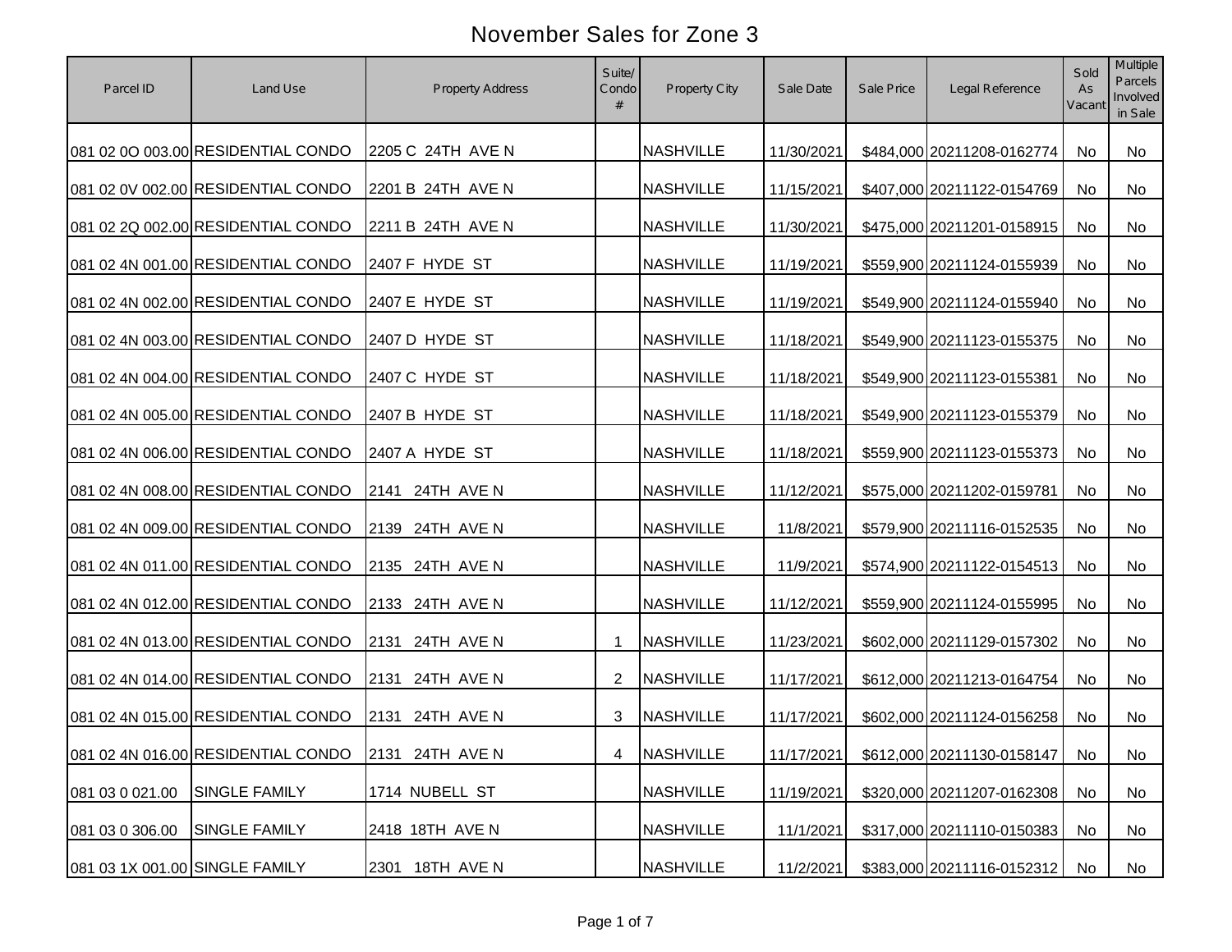# November Sales for Zone 3

| Parcel ID | Land Use | Property Address | Suite/ Condo # | Property City | Sale Date | Sale Price | Legal Reference | Sold As Vacant | Multiple Parcels Involved in Sale |
|---|---|---|---|---|---|---|---|---|---|
| 081 02 0O 003.00 | RESIDENTIAL CONDO | 2205 C 24TH AVE N | | NASHVILLE | 11/30/2021 | $484,000 | 20211208-0162774 | No | No |
| 081 02 0V 002.00 | RESIDENTIAL CONDO | 2201 B 24TH AVE N | | NASHVILLE | 11/15/2021 | $407,000 | 20211122-0154769 | No | No |
| 081 02 2Q 002.00 | RESIDENTIAL CONDO | 2211 B 24TH AVE N | | NASHVILLE | 11/30/2021 | $475,000 | 20211201-0158915 | No | No |
| 081 02 4N 001.00 | RESIDENTIAL CONDO | 2407 F HYDE ST | | NASHVILLE | 11/19/2021 | $559,900 | 20211124-0155939 | No | No |
| 081 02 4N 002.00 | RESIDENTIAL CONDO | 2407 E HYDE ST | | NASHVILLE | 11/19/2021 | $549,900 | 20211124-0155940 | No | No |
| 081 02 4N 003.00 | RESIDENTIAL CONDO | 2407 D HYDE ST | | NASHVILLE | 11/18/2021 | $549,900 | 20211123-0155375 | No | No |
| 081 02 4N 004.00 | RESIDENTIAL CONDO | 2407 C HYDE ST | | NASHVILLE | 11/18/2021 | $549,900 | 20211123-0155381 | No | No |
| 081 02 4N 005.00 | RESIDENTIAL CONDO | 2407 B HYDE ST | | NASHVILLE | 11/18/2021 | $549,900 | 20211123-0155379 | No | No |
| 081 02 4N 006.00 | RESIDENTIAL CONDO | 2407 A HYDE ST | | NASHVILLE | 11/18/2021 | $559,900 | 20211123-0155373 | No | No |
| 081 02 4N 008.00 | RESIDENTIAL CONDO | 2141 24TH AVE N | | NASHVILLE | 11/12/2021 | $575,000 | 20211202-0159781 | No | No |
| 081 02 4N 009.00 | RESIDENTIAL CONDO | 2139 24TH AVE N | | NASHVILLE | 11/8/2021 | $579,900 | 20211116-0152535 | No | No |
| 081 02 4N 011.00 | RESIDENTIAL CONDO | 2135 24TH AVE N | | NASHVILLE | 11/9/2021 | $574,900 | 20211122-0154513 | No | No |
| 081 02 4N 012.00 | RESIDENTIAL CONDO | 2133 24TH AVE N | | NASHVILLE | 11/12/2021 | $559,900 | 20211124-0155995 | No | No |
| 081 02 4N 013.00 | RESIDENTIAL CONDO | 2131 24TH AVE N | 1 | NASHVILLE | 11/23/2021 | $602,000 | 20211129-0157302 | No | No |
| 081 02 4N 014.00 | RESIDENTIAL CONDO | 2131 24TH AVE N | 2 | NASHVILLE | 11/17/2021 | $612,000 | 20211213-0164754 | No | No |
| 081 02 4N 015.00 | RESIDENTIAL CONDO | 2131 24TH AVE N | 3 | NASHVILLE | 11/17/2021 | $602,000 | 20211124-0156258 | No | No |
| 081 02 4N 016.00 | RESIDENTIAL CONDO | 2131 24TH AVE N | 4 | NASHVILLE | 11/17/2021 | $612,000 | 20211130-0158147 | No | No |
| 081 03 0 021.00 | SINGLE FAMILY | 1714 NUBELL ST | | NASHVILLE | 11/19/2021 | $320,000 | 20211207-0162308 | No | No |
| 081 03 0 306.00 | SINGLE FAMILY | 2418 18TH AVE N | | NASHVILLE | 11/1/2021 | $317,000 | 20211110-0150383 | No | No |
| 081 03 1X 001.00 | SINGLE FAMILY | 2301 18TH AVE N | | NASHVILLE | 11/2/2021 | $383,000 | 20211116-0152312 | No | No |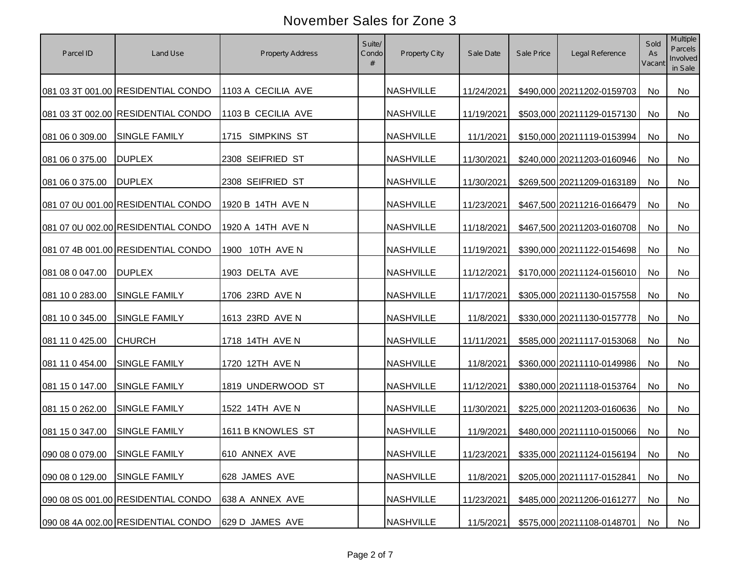# November Sales for Zone 3

| Parcel ID | Land Use | Property Address | Suite/ Condo # | Property City | Sale Date | Sale Price | Legal Reference | Sold As Vacant | Multiple Parcels Involved in Sale |
|---|---|---|---|---|---|---|---|---|---|
| 081 03 3T 001.00 | RESIDENTIAL CONDO | 1103 A CECILIA AVE | | NASHVILLE | 11/24/2021 | $490,000 | 20211202-0159703 | No | No |
| 081 03 3T 002.00 | RESIDENTIAL CONDO | 1103 B CECILIA AVE | | NASHVILLE | 11/19/2021 | $503,000 | 20211129-0157130 | No | No |
| 081 06 0 309.00 | SINGLE FAMILY | 1715 SIMPKINS ST | | NASHVILLE | 11/1/2021 | $150,000 | 20211119-0153994 | No | No |
| 081 06 0 375.00 | DUPLEX | 2308 SEIFRIED ST | | NASHVILLE | 11/30/2021 | $240,000 | 20211203-0160946 | No | No |
| 081 06 0 375.00 | DUPLEX | 2308 SEIFRIED ST | | NASHVILLE | 11/30/2021 | $269,500 | 20211209-0163189 | No | No |
| 081 07 0U 001.00 | RESIDENTIAL CONDO | 1920 B 14TH AVE N | | NASHVILLE | 11/23/2021 | $467,500 | 20211216-0166479 | No | No |
| 081 07 0U 002.00 | RESIDENTIAL CONDO | 1920 A 14TH AVE N | | NASHVILLE | 11/18/2021 | $467,500 | 20211203-0160708 | No | No |
| 081 07 4B 001.00 | RESIDENTIAL CONDO | 1900 10TH AVE N | | NASHVILLE | 11/19/2021 | $390,000 | 20211122-0154698 | No | No |
| 081 08 0 047.00 | DUPLEX | 1903 DELTA AVE | | NASHVILLE | 11/12/2021 | $170,000 | 20211124-0156010 | No | No |
| 081 10 0 283.00 | SINGLE FAMILY | 1706 23RD AVE N | | NASHVILLE | 11/17/2021 | $305,000 | 20211130-0157558 | No | No |
| 081 10 0 345.00 | SINGLE FAMILY | 1613 23RD AVE N | | NASHVILLE | 11/8/2021 | $330,000 | 20211130-0157778 | No | No |
| 081 11 0 425.00 | CHURCH | 1718 14TH AVE N | | NASHVILLE | 11/11/2021 | $585,000 | 20211117-0153068 | No | No |
| 081 11 0 454.00 | SINGLE FAMILY | 1720 12TH AVE N | | NASHVILLE | 11/8/2021 | $360,000 | 20211110-0149986 | No | No |
| 081 15 0 147.00 | SINGLE FAMILY | 1819 UNDERWOOD ST | | NASHVILLE | 11/12/2021 | $380,000 | 20211118-0153764 | No | No |
| 081 15 0 262.00 | SINGLE FAMILY | 1522 14TH AVE N | | NASHVILLE | 11/30/2021 | $225,000 | 20211203-0160636 | No | No |
| 081 15 0 347.00 | SINGLE FAMILY | 1611 B KNOWLES ST | | NASHVILLE | 11/9/2021 | $480,000 | 20211110-0150066 | No | No |
| 090 08 0 079.00 | SINGLE FAMILY | 610 ANNEX AVE | | NASHVILLE | 11/23/2021 | $335,000 | 20211124-0156194 | No | No |
| 090 08 0 129.00 | SINGLE FAMILY | 628 JAMES AVE | | NASHVILLE | 11/8/2021 | $205,000 | 20211117-0152841 | No | No |
| 090 08 0S 001.00 | RESIDENTIAL CONDO | 638 A ANNEX AVE | | NASHVILLE | 11/23/2021 | $485,000 | 20211206-0161277 | No | No |
| 090 08 4A 002.00 | RESIDENTIAL CONDO | 629 D JAMES AVE | | NASHVILLE | 11/5/2021 | $575,000 | 20211108-0148701 | No | No |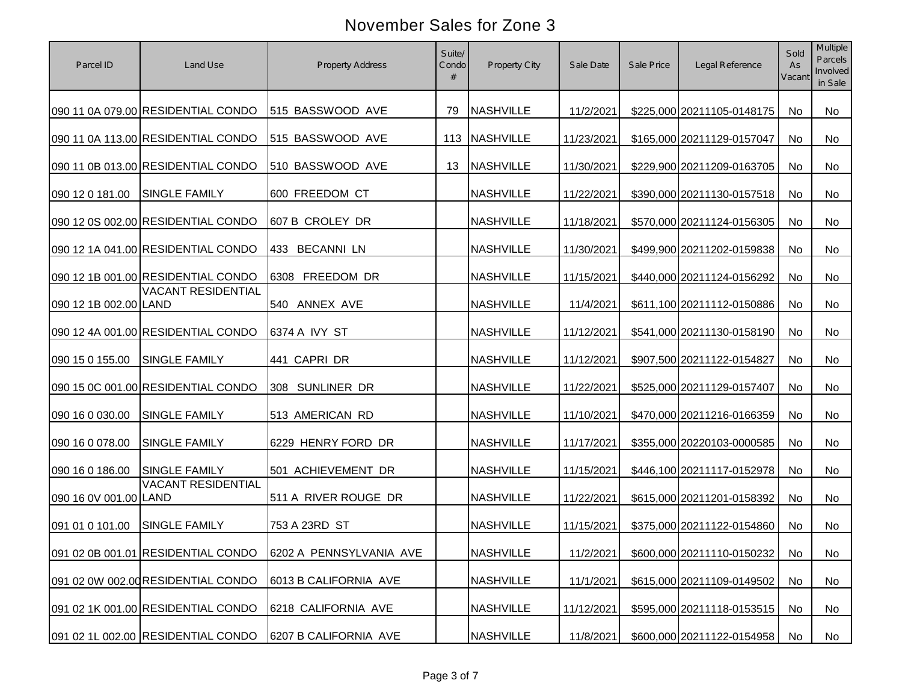# November Sales for Zone 3

| Parcel ID | Land Use | Property Address | Suite/ Condo # | Property City | Sale Date | Sale Price | Legal Reference | Sold As Vacant | Multiple Parcels Involved in Sale |
|---|---|---|---|---|---|---|---|---|---|
| 090 11 0A 079.00 | RESIDENTIAL CONDO | 515 BASSWOOD AVE | 79 | NASHVILLE | 11/2/2021 | $225,000 | 20211105-0148175 | No | No |
| 090 11 0A 113.00 | RESIDENTIAL CONDO | 515 BASSWOOD AVE | 113 | NASHVILLE | 11/23/2021 | $165,000 | 20211129-0157047 | No | No |
| 090 11 0B 013.00 | RESIDENTIAL CONDO | 510 BASSWOOD AVE | 13 | NASHVILLE | 11/30/2021 | $229,900 | 20211209-0163705 | No | No |
| 090 12 0 181.00 | SINGLE FAMILY | 600 FREEDOM CT | | NASHVILLE | 11/22/2021 | $390,000 | 20211130-0157518 | No | No |
| 090 12 0S 002.00 | RESIDENTIAL CONDO | 607 B CROLEY DR | | NASHVILLE | 11/18/2021 | $570,000 | 20211124-0156305 | No | No |
| 090 12 1A 041.00 | RESIDENTIAL CONDO | 433 BECANNI LN | | NASHVILLE | 11/30/2021 | $499,900 | 20211202-0159838 | No | No |
| 090 12 1B 001.00 | RESIDENTIAL CONDO | 6308 FREEDOM DR | | NASHVILLE | 11/15/2021 | $440,000 | 20211124-0156292 | No | No |
| 090 12 1B 002.00 | VACANT RESIDENTIAL LAND | 540 ANNEX AVE | | NASHVILLE | 11/4/2021 | $611,100 | 20211112-0150886 | No | No |
| 090 12 4A 001.00 | RESIDENTIAL CONDO | 6374 A IVY ST | | NASHVILLE | 11/12/2021 | $541,000 | 20211130-0158190 | No | No |
| 090 15 0 155.00 | SINGLE FAMILY | 441 CAPRI DR | | NASHVILLE | 11/12/2021 | $907,500 | 20211122-0154827 | No | No |
| 090 15 0C 001.00 | RESIDENTIAL CONDO | 308 SUNLINER DR | | NASHVILLE | 11/22/2021 | $525,000 | 20211129-0157407 | No | No |
| 090 16 0 030.00 | SINGLE FAMILY | 513 AMERICAN RD | | NASHVILLE | 11/10/2021 | $470,000 | 20211216-0166359 | No | No |
| 090 16 0 078.00 | SINGLE FAMILY | 6229 HENRY FORD DR | | NASHVILLE | 11/17/2021 | $355,000 | 20220103-0000585 | No | No |
| 090 16 0 186.00 | SINGLE FAMILY | 501 ACHIEVEMENT DR | | NASHVILLE | 11/15/2021 | $446,100 | 20211117-0152978 | No | No |
| 090 16 0V 001.00 | VACANT RESIDENTIAL LAND | 511 A RIVER ROUGE DR | | NASHVILLE | 11/22/2021 | $615,000 | 20211201-0158392 | No | No |
| 091 01 0 101.00 | SINGLE FAMILY | 753 A 23RD ST | | NASHVILLE | 11/15/2021 | $375,000 | 20211122-0154860 | No | No |
| 091 02 0B 001.01 | RESIDENTIAL CONDO | 6202 A PENNSYLVANIA AVE | | NASHVILLE | 11/2/2021 | $600,000 | 20211110-0150232 | No | No |
| 091 02 0W 002.00 | RESIDENTIAL CONDO | 6013 B CALIFORNIA AVE | | NASHVILLE | 11/1/2021 | $615,000 | 20211109-0149502 | No | No |
| 091 02 1K 001.00 | RESIDENTIAL CONDO | 6218 CALIFORNIA AVE | | NASHVILLE | 11/12/2021 | $595,000 | 20211118-0153515 | No | No |
| 091 02 1L 002.00 | RESIDENTIAL CONDO | 6207 B CALIFORNIA AVE | | NASHVILLE | 11/8/2021 | $600,000 | 20211122-0154958 | No | No |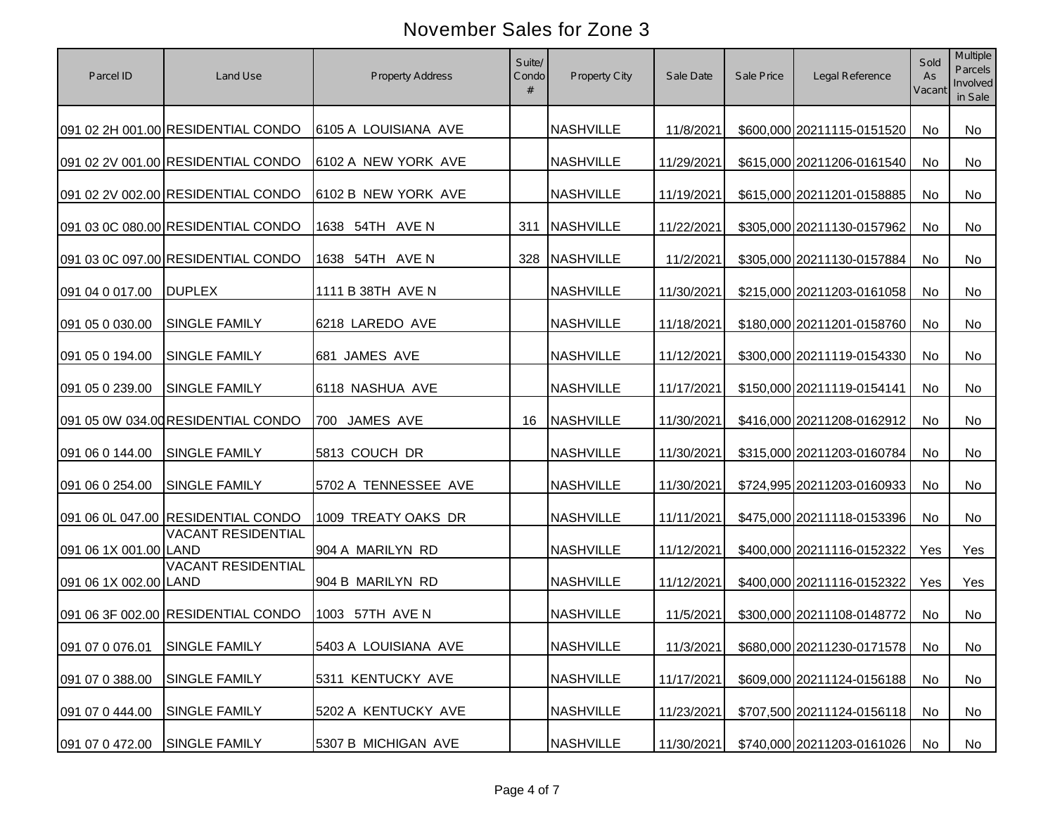# November Sales for Zone 3

| Parcel ID | Land Use | Property Address | Suite/ Condo # | Property City | Sale Date | Sale Price | Legal Reference | Sold As Vacant | Multiple Parcels Involved in Sale |
|---|---|---|---|---|---|---|---|---|---|
| 091 02 2H 001.00 | RESIDENTIAL CONDO | 6105 A LOUISIANA AVE | | NASHVILLE | 11/8/2021 | $600,000 | 20211115-0151520 | No | No |
| 091 02 2V 001.00 | RESIDENTIAL CONDO | 6102 A NEW YORK AVE | | NASHVILLE | 11/29/2021 | $615,000 | 20211206-0161540 | No | No |
| 091 02 2V 002.00 | RESIDENTIAL CONDO | 6102 B NEW YORK AVE | | NASHVILLE | 11/19/2021 | $615,000 | 20211201-0158885 | No | No |
| 091 03 0C 080.00 | RESIDENTIAL CONDO | 1638 54TH AVE N | 311 | NASHVILLE | 11/22/2021 | $305,000 | 20211130-0157962 | No | No |
| 091 03 0C 097.00 | RESIDENTIAL CONDO | 1638 54TH AVE N | 328 | NASHVILLE | 11/2/2021 | $305,000 | 20211130-0157884 | No | No |
| 091 04 0 017.00 | DUPLEX | 1111 B 38TH AVE N | | NASHVILLE | 11/30/2021 | $215,000 | 20211203-0161058 | No | No |
| 091 05 0 030.00 | SINGLE FAMILY | 6218 LAREDO AVE | | NASHVILLE | 11/18/2021 | $180,000 | 20211201-0158760 | No | No |
| 091 05 0 194.00 | SINGLE FAMILY | 681 JAMES AVE | | NASHVILLE | 11/12/2021 | $300,000 | 20211119-0154330 | No | No |
| 091 05 0 239.00 | SINGLE FAMILY | 6118 NASHUA AVE | | NASHVILLE | 11/17/2021 | $150,000 | 20211119-0154141 | No | No |
| 091 05 0W 034.00 | RESIDENTIAL CONDO | 700 JAMES AVE | 16 | NASHVILLE | 11/30/2021 | $416,000 | 20211208-0162912 | No | No |
| 091 06 0 144.00 | SINGLE FAMILY | 5813 COUCH DR | | NASHVILLE | 11/30/2021 | $315,000 | 20211203-0160784 | No | No |
| 091 06 0 254.00 | SINGLE FAMILY | 5702 A TENNESSEE AVE | | NASHVILLE | 11/30/2021 | $724,995 | 20211203-0160933 | No | No |
| 091 06 0L 047.00 | RESIDENTIAL CONDO | 1009 TREATY OAKS DR | | NASHVILLE | 11/11/2021 | $475,000 | 20211118-0153396 | No | No |
| 091 06 1X 001.00 | VACANT RESIDENTIAL LAND | 904 A MARILYN RD | | NASHVILLE | 11/12/2021 | $400,000 | 20211116-0152322 | Yes | Yes |
| 091 06 1X 002.00 | VACANT RESIDENTIAL LAND | 904 B MARILYN RD | | NASHVILLE | 11/12/2021 | $400,000 | 20211116-0152322 | Yes | Yes |
| 091 06 3F 002.00 | RESIDENTIAL CONDO | 1003 57TH AVE N | | NASHVILLE | 11/5/2021 | $300,000 | 20211108-0148772 | No | No |
| 091 07 0 076.01 | SINGLE FAMILY | 5403 A LOUISIANA AVE | | NASHVILLE | 11/3/2021 | $680,000 | 20211230-0171578 | No | No |
| 091 07 0 388.00 | SINGLE FAMILY | 5311 KENTUCKY AVE | | NASHVILLE | 11/17/2021 | $609,000 | 20211124-0156188 | No | No |
| 091 07 0 444.00 | SINGLE FAMILY | 5202 A KENTUCKY AVE | | NASHVILLE | 11/23/2021 | $707,500 | 20211124-0156118 | No | No |
| 091 07 0 472.00 | SINGLE FAMILY | 5307 B MICHIGAN AVE | | NASHVILLE | 11/30/2021 | $740,000 | 20211203-0161026 | No | No |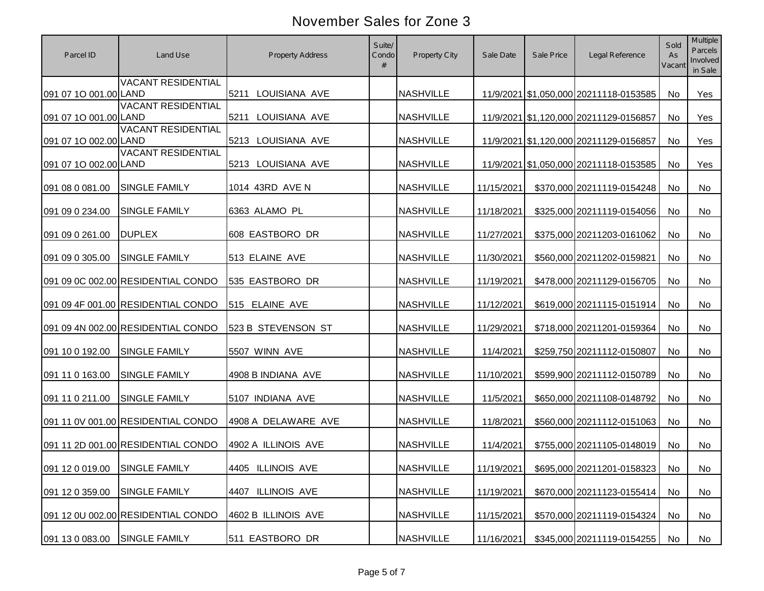# November Sales for Zone 3

| Parcel ID | Land Use | Property Address | Suite/ Condo # | Property City | Sale Date | Sale Price | Legal Reference | Sold As Vacant | Multiple Parcels Involved in Sale |
|---|---|---|---|---|---|---|---|---|---|
| 091 07 1O 001.00 | VACANT RESIDENTIAL LAND | 5211 LOUISIANA AVE | | NASHVILLE | 11/9/2021 | $1,050,000 | 20211118-0153585 | No | Yes |
| 091 07 1O 001.00 | VACANT RESIDENTIAL LAND | 5211 LOUISIANA AVE | | NASHVILLE | 11/9/2021 | $1,120,000 | 20211129-0156857 | No | Yes |
| 091 07 1O 002.00 | VACANT RESIDENTIAL LAND | 5213 LOUISIANA AVE | | NASHVILLE | 11/9/2021 | $1,120,000 | 20211129-0156857 | No | Yes |
| 091 07 1O 002.00 | VACANT RESIDENTIAL LAND | 5213 LOUISIANA AVE | | NASHVILLE | 11/9/2021 | $1,050,000 | 20211118-0153585 | No | Yes |
| 091 08 0 081.00 | SINGLE FAMILY | 1014 43RD AVE N | | NASHVILLE | 11/15/2021 | $370,000 | 20211119-0154248 | No | No |
| 091 09 0 234.00 | SINGLE FAMILY | 6363 ALAMO PL | | NASHVILLE | 11/18/2021 | $325,000 | 20211119-0154056 | No | No |
| 091 09 0 261.00 | DUPLEX | 608 EASTBORO DR | | NASHVILLE | 11/27/2021 | $375,000 | 20211203-0161062 | No | No |
| 091 09 0 305.00 | SINGLE FAMILY | 513 ELAINE AVE | | NASHVILLE | 11/30/2021 | $560,000 | 20211202-0159821 | No | No |
| 091 09 0C 002.00 | RESIDENTIAL CONDO | 535 EASTBORO DR | | NASHVILLE | 11/19/2021 | $478,000 | 20211129-0156705 | No | No |
| 091 09 4F 001.00 | RESIDENTIAL CONDO | 515 ELAINE AVE | | NASHVILLE | 11/12/2021 | $619,000 | 20211115-0151914 | No | No |
| 091 09 4N 002.00 | RESIDENTIAL CONDO | 523 B STEVENSON ST | | NASHVILLE | 11/29/2021 | $718,000 | 20211201-0159364 | No | No |
| 091 10 0 192.00 | SINGLE FAMILY | 5507 WINN AVE | | NASHVILLE | 11/4/2021 | $259,750 | 20211112-0150807 | No | No |
| 091 11 0 163.00 | SINGLE FAMILY | 4908 B INDIANA AVE | | NASHVILLE | 11/10/2021 | $599,900 | 20211112-0150789 | No | No |
| 091 11 0 211.00 | SINGLE FAMILY | 5107 INDIANA AVE | | NASHVILLE | 11/5/2021 | $650,000 | 20211108-0148792 | No | No |
| 091 11 0V 001.00 | RESIDENTIAL CONDO | 4908 A DELAWARE AVE | | NASHVILLE | 11/8/2021 | $560,000 | 20211112-0151063 | No | No |
| 091 11 2D 001.00 | RESIDENTIAL CONDO | 4902 A ILLINOIS AVE | | NASHVILLE | 11/4/2021 | $755,000 | 20211105-0148019 | No | No |
| 091 12 0 019.00 | SINGLE FAMILY | 4405 ILLINOIS AVE | | NASHVILLE | 11/19/2021 | $695,000 | 20211201-0158323 | No | No |
| 091 12 0 359.00 | SINGLE FAMILY | 4407 ILLINOIS AVE | | NASHVILLE | 11/19/2021 | $670,000 | 20211123-0155414 | No | No |
| 091 12 0U 002.00 | RESIDENTIAL CONDO | 4602 B ILLINOIS AVE | | NASHVILLE | 11/15/2021 | $570,000 | 20211119-0154324 | No | No |
| 091 13 0 083.00 | SINGLE FAMILY | 511 EASTBORO DR | | NASHVILLE | 11/16/2021 | $345,000 | 20211119-0154255 | No | No |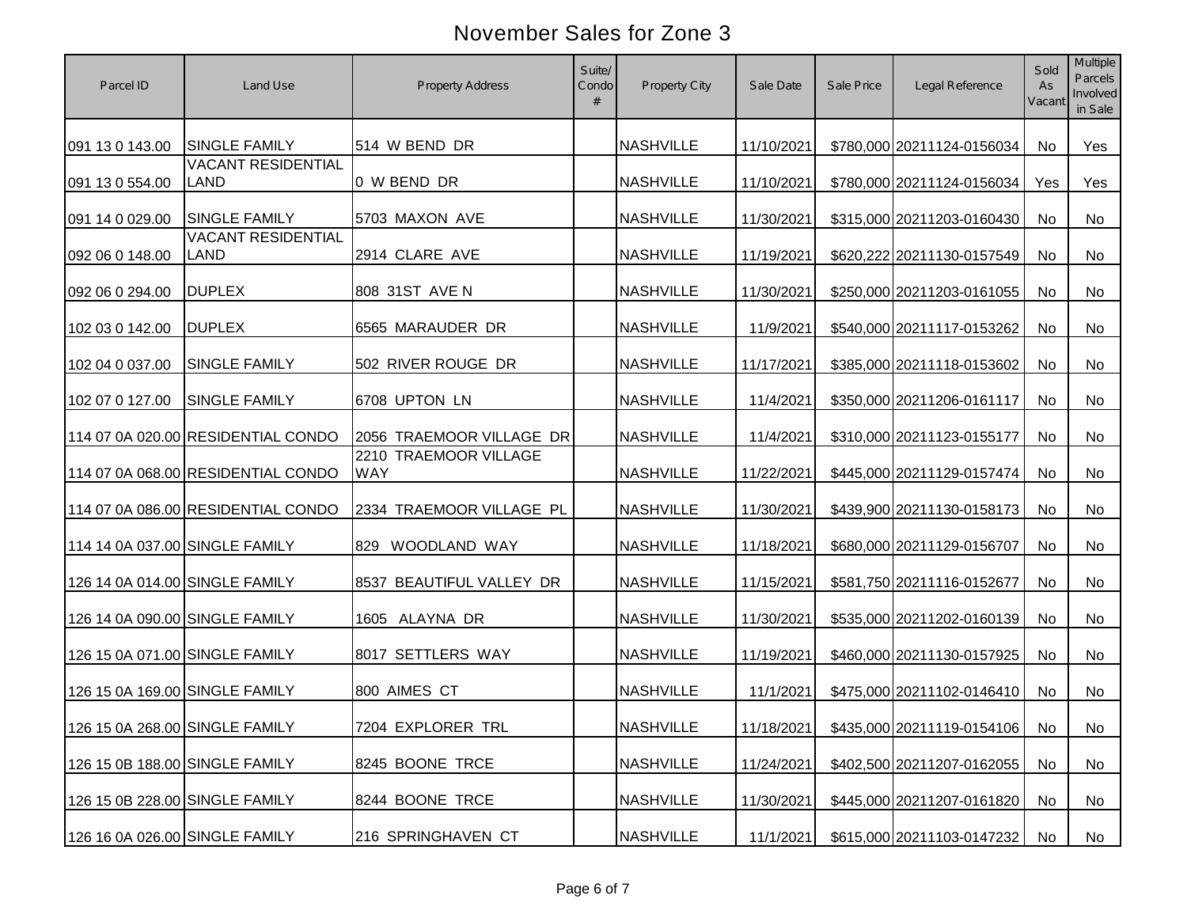# November Sales for Zone 3

| Parcel ID | Land Use | Property Address | Suite/ Condo # | Property City | Sale Date | Sale Price | Legal Reference | Sold As Vacant | Multiple Parcels Involved in Sale |
|---|---|---|---|---|---|---|---|---|---|
| 091 13 0 143.00 | SINGLE FAMILY | 514 W BEND DR | | NASHVILLE | 11/10/2021 | $780,000 | 20211124-0156034 | No | Yes |
| 091 13 0 554.00 | VACANT RESIDENTIAL LAND | 0 W BEND DR | | NASHVILLE | 11/10/2021 | $780,000 | 20211124-0156034 | Yes | Yes |
| 091 14 0 029.00 | SINGLE FAMILY | 5703 MAXON AVE | | NASHVILLE | 11/30/2021 | $315,000 | 20211203-0160430 | No | No |
| 092 06 0 148.00 | VACANT RESIDENTIAL LAND | 2914 CLARE AVE | | NASHVILLE | 11/19/2021 | $620,222 | 20211130-0157549 | No | No |
| 092 06 0 294.00 | DUPLEX | 808 31ST AVE N | | NASHVILLE | 11/30/2021 | $250,000 | 20211203-0161055 | No | No |
| 102 03 0 142.00 | DUPLEX | 6565 MARAUDER DR | | NASHVILLE | 11/9/2021 | $540,000 | 20211117-0153262 | No | No |
| 102 04 0 037.00 | SINGLE FAMILY | 502 RIVER ROUGE DR | | NASHVILLE | 11/17/2021 | $385,000 | 20211118-0153602 | No | No |
| 102 07 0 127.00 | SINGLE FAMILY | 6708 UPTON LN | | NASHVILLE | 11/4/2021 | $350,000 | 20211206-0161117 | No | No |
| 114 07 0A 020.00 | RESIDENTIAL CONDO | 2056 TRAEMOOR VILLAGE DR | | NASHVILLE | 11/4/2021 | $310,000 | 20211123-0155177 | No | No |
| 114 07 0A 068.00 | RESIDENTIAL CONDO | 2210 TRAEMOOR VILLAGE WAY | | NASHVILLE | 11/22/2021 | $445,000 | 20211129-0157474 | No | No |
| 114 07 0A 086.00 | RESIDENTIAL CONDO | 2334 TRAEMOOR VILLAGE PL | | NASHVILLE | 11/30/2021 | $439,900 | 20211130-0158173 | No | No |
| 114 14 0A 037.00 | SINGLE FAMILY | 829 WOODLAND WAY | | NASHVILLE | 11/18/2021 | $680,000 | 20211129-0156707 | No | No |
| 126 14 0A 014.00 | SINGLE FAMILY | 8537 BEAUTIFUL VALLEY DR | | NASHVILLE | 11/15/2021 | $581,750 | 20211116-0152677 | No | No |
| 126 14 0A 090.00 | SINGLE FAMILY | 1605 ALAYNA DR | | NASHVILLE | 11/30/2021 | $535,000 | 20211202-0160139 | No | No |
| 126 15 0A 071.00 | SINGLE FAMILY | 8017 SETTLERS WAY | | NASHVILLE | 11/19/2021 | $460,000 | 20211130-0157925 | No | No |
| 126 15 0A 169.00 | SINGLE FAMILY | 800 AIMES CT | | NASHVILLE | 11/1/2021 | $475,000 | 20211102-0146410 | No | No |
| 126 15 0A 268.00 | SINGLE FAMILY | 7204 EXPLORER TRL | | NASHVILLE | 11/18/2021 | $435,000 | 20211119-0154106 | No | No |
| 126 15 0B 188.00 | SINGLE FAMILY | 8245 BOONE TRCE | | NASHVILLE | 11/24/2021 | $402,500 | 20211207-0162055 | No | No |
| 126 15 0B 228.00 | SINGLE FAMILY | 8244 BOONE TRCE | | NASHVILLE | 11/30/2021 | $445,000 | 20211207-0161820 | No | No |
| 126 16 0A 026.00 | SINGLE FAMILY | 216 SPRINGHAVEN CT | | NASHVILLE | 11/1/2021 | $615,000 | 20211103-0147232 | No | No |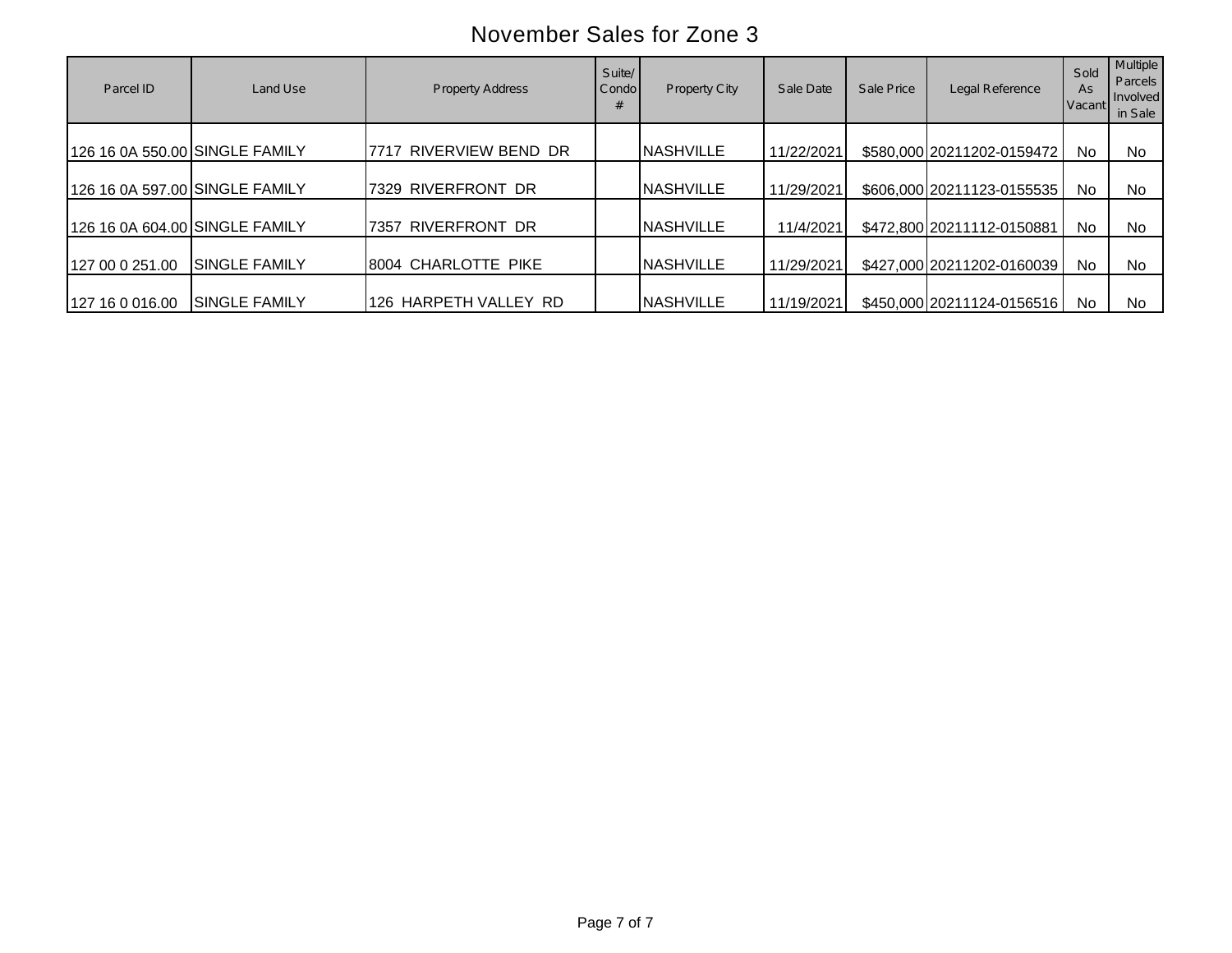# November Sales for Zone 3

| Parcel ID | Land Use | Property Address | Suite/ Condo # | Property City | Sale Date | Sale Price | Legal Reference | Sold As Vacant | Multiple Parcels Involved in Sale |
|---|---|---|---|---|---|---|---|---|---|
| 126 16 0A 550.00 | SINGLE FAMILY | 7717 RIVERVIEW BEND DR | | NASHVILLE | 11/22/2021 | $580,000 | 20211202-0159472 | No | No |
| 126 16 0A 597.00 | SINGLE FAMILY | 7329 RIVERFRONT DR | | NASHVILLE | 11/29/2021 | $606,000 | 20211123-0155535 | No | No |
| 126 16 0A 604.00 | SINGLE FAMILY | 7357 RIVERFRONT DR | | NASHVILLE | 11/4/2021 | $472,800 | 20211112-0150881 | No | No |
| 127 00 0 251.00 | SINGLE FAMILY | 8004 CHARLOTTE PIKE | | NASHVILLE | 11/29/2021 | $427,000 | 20211202-0160039 | No | No |
| 127 16 0 016.00 | SINGLE FAMILY | 126 HARPETH VALLEY RD | | NASHVILLE | 11/19/2021 | $450,000 | 20211124-0156516 | No | No |